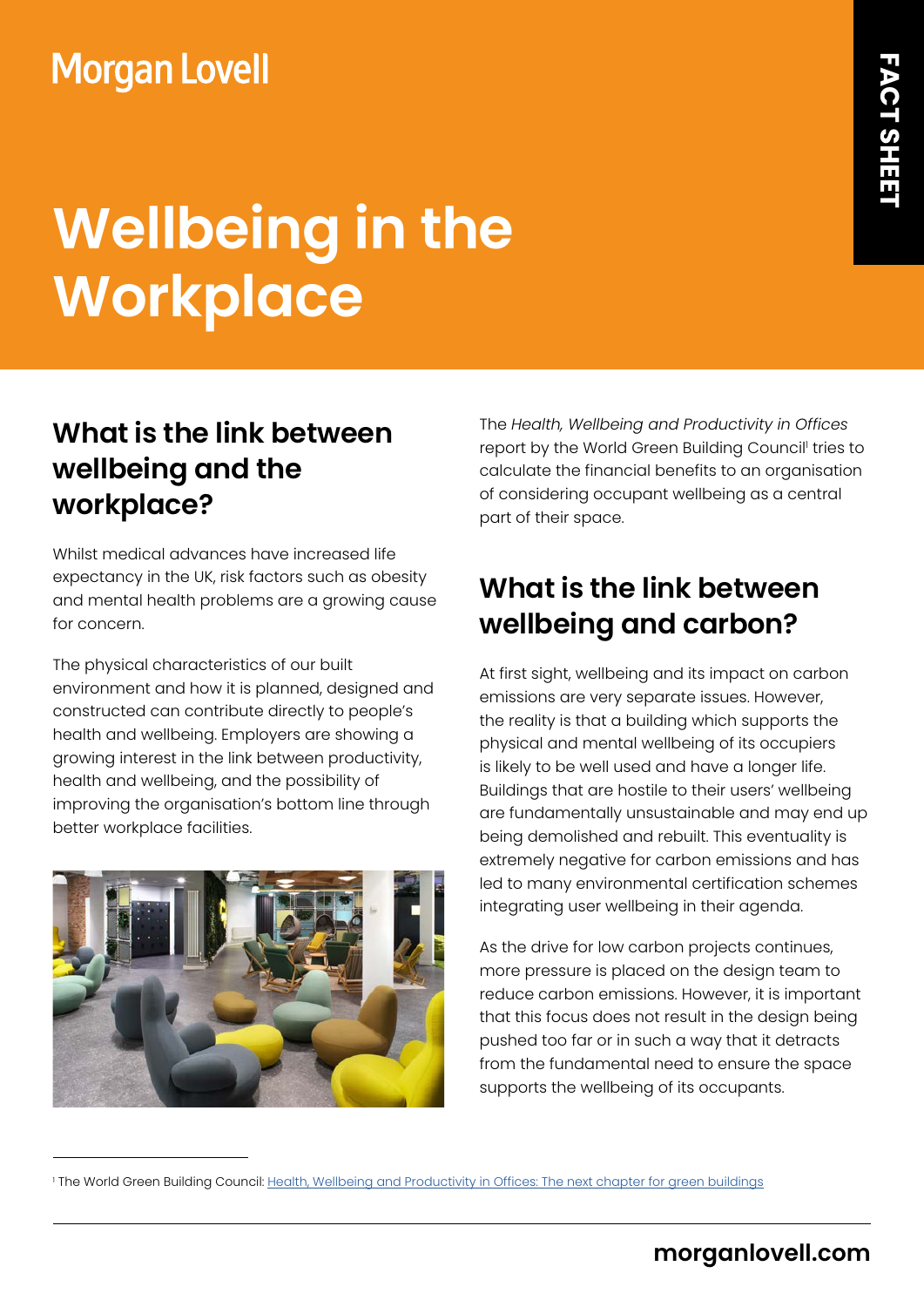Morgan Lovell

FACT SHEET

# Wellbeing in the Workplace

## What is the link between wellbeing and the workplace?

Whilst medical advances have increased life expectancy in the UK, risk factors such as obesity and mental health problems are a growing cause for concern.

The physical characteristics of our built environment and how it is planned, designed and constructed can contribute directly to people's health and wellbeing. Employers are showing a growing interest in the link between productivity, health and wellbeing, and the possibility of improving the organisation's bottom line through better workplace facilities.

The *Health, Wellbeing and Productivity in Offices* report by the World Green Building Council[1] tries to calculate the financial benefits to an organisation of considering occupant wellbeing as a central part of their space.

## What is the link between wellbeing and carbon?

At first sight, wellbeing and its impact on carbon emissions are very separate issues. However, the reality is that a building which supports the physical and mental wellbeing of its occupiers is likely to be well used and have a longer life. Buildings that are hostile to their users' wellbeing are fundamentally unsustainable and may end up being demolished and rebuilt. This eventuality is extremely negative for carbon emissions and has led to many environmental certification schemes integrating user wellbeing in their agenda.

As the drive for low carbon projects continues, more pressure is placed on the design team to reduce carbon emissions. However, it is important that this focus does not result in the design being pushed too far or in such a way that it detracts from the fundamental need to ensure the space supports the wellbeing of its occupants.

---

[1] The World Green Building Council: Health, Wellbeing and Productivity in Offices: The next chapter for green buildings

morganlovell.com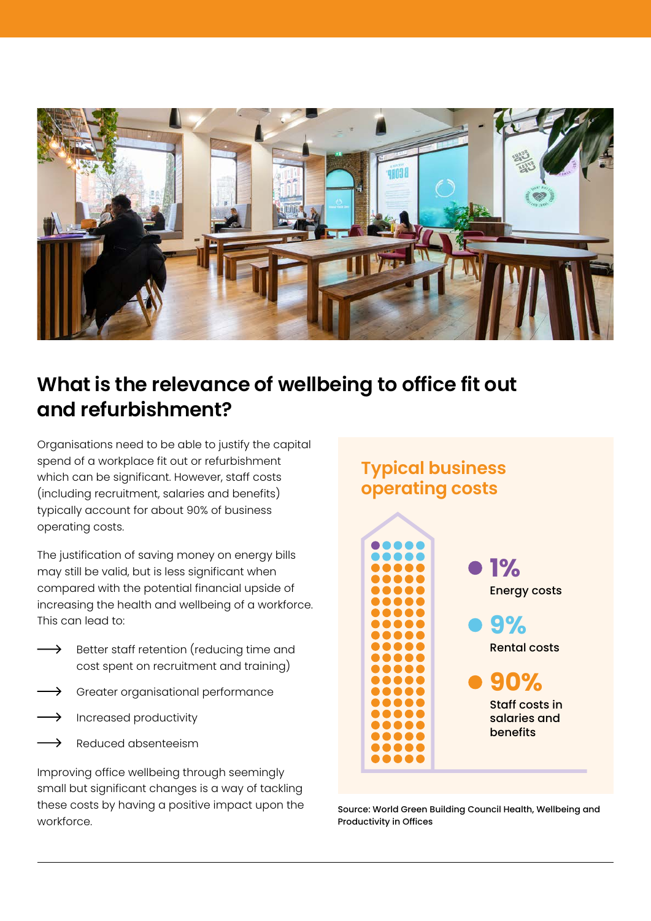## What is the relevance of wellbeing to office fit out and refurbishment?

Organisations need to be able to justify the capital spend of a workplace fit out or refurbishment which can be significant. However, staff costs (including recruitment, salaries and benefits) typically account for about 90% of business operating costs.

The justification of saving money on energy bills may still be valid, but is less significant when compared with the potential financial upside of increasing the health and wellbeing of a workforce. This can lead to:

- Better staff retention (reducing time and cost spent on recruitment and training)
- Greater organisational performance
- Increased productivity
- Reduced absenteeism

Improving office wellbeing through seemingly small but significant changes is a way of tackling these costs by having a positive impact upon the workforce.

### Typical business operating costs

- **1%** Energy costs
- **9%** Rental costs
- **90%** Staff costs in salaries and benefits

Source: World Green Building Council Health, Wellbeing and Productivity in Offices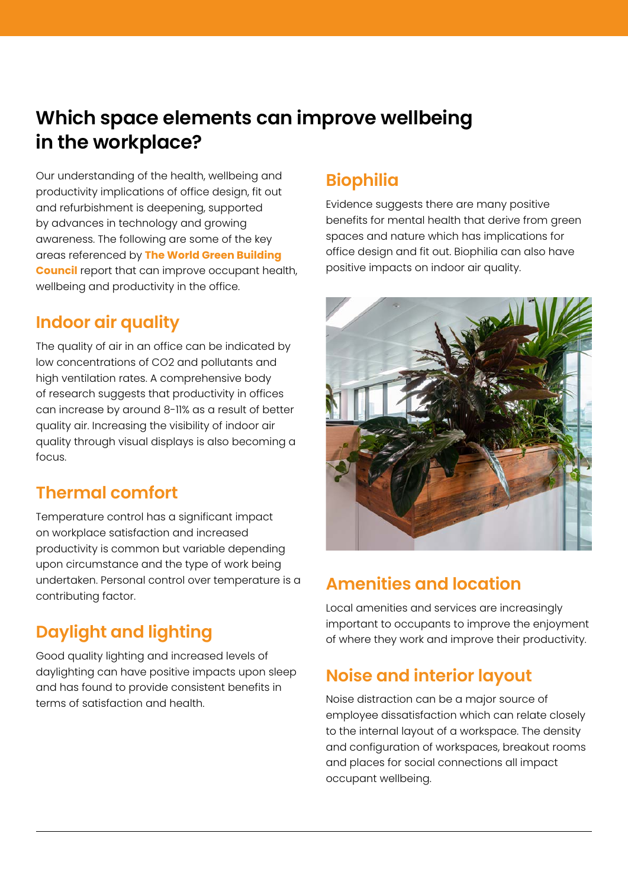## Which space elements can improve wellbeing in the workplace?

Our understanding of the health, wellbeing and productivity implications of office design, fit out and refurbishment is deepening, supported by advances in technology and growing awareness. The following are some of the key areas referenced by **The World Green Building Council** report that can improve occupant health, wellbeing and productivity in the office.

### Indoor air quality

The quality of air in an office can be indicated by low concentrations of $CO_2$ and pollutants and high ventilation rates. A comprehensive body of research suggests that productivity in offices can increase by around 8-11% as a result of better quality air. Increasing the visibility of indoor air quality through visual displays is also becoming a focus.

### Thermal comfort

Temperature control has a significant impact on workplace satisfaction and increased productivity is common but variable depending upon circumstance and the type of work being undertaken. Personal control over temperature is a contributing factor.

### Daylight and lighting

Good quality lighting and increased levels of daylighting can have positive impacts upon sleep and has found to provide consistent benefits in terms of satisfaction and health.

### Biophilia

Evidence suggests there are many positive benefits for mental health that derive from green spaces and nature which has implications for office design and fit out. Biophilia can also have positive impacts on indoor air quality.

### Amenities and location

Local amenities and services are increasingly important to occupants to improve the enjoyment of where they work and improve their productivity.

### Noise and interior layout

Noise distraction can be a major source of employee dissatisfaction which can relate closely to the internal layout of a workspace. The density and configuration of workspaces, breakout rooms and places for social connections all impact occupant wellbeing.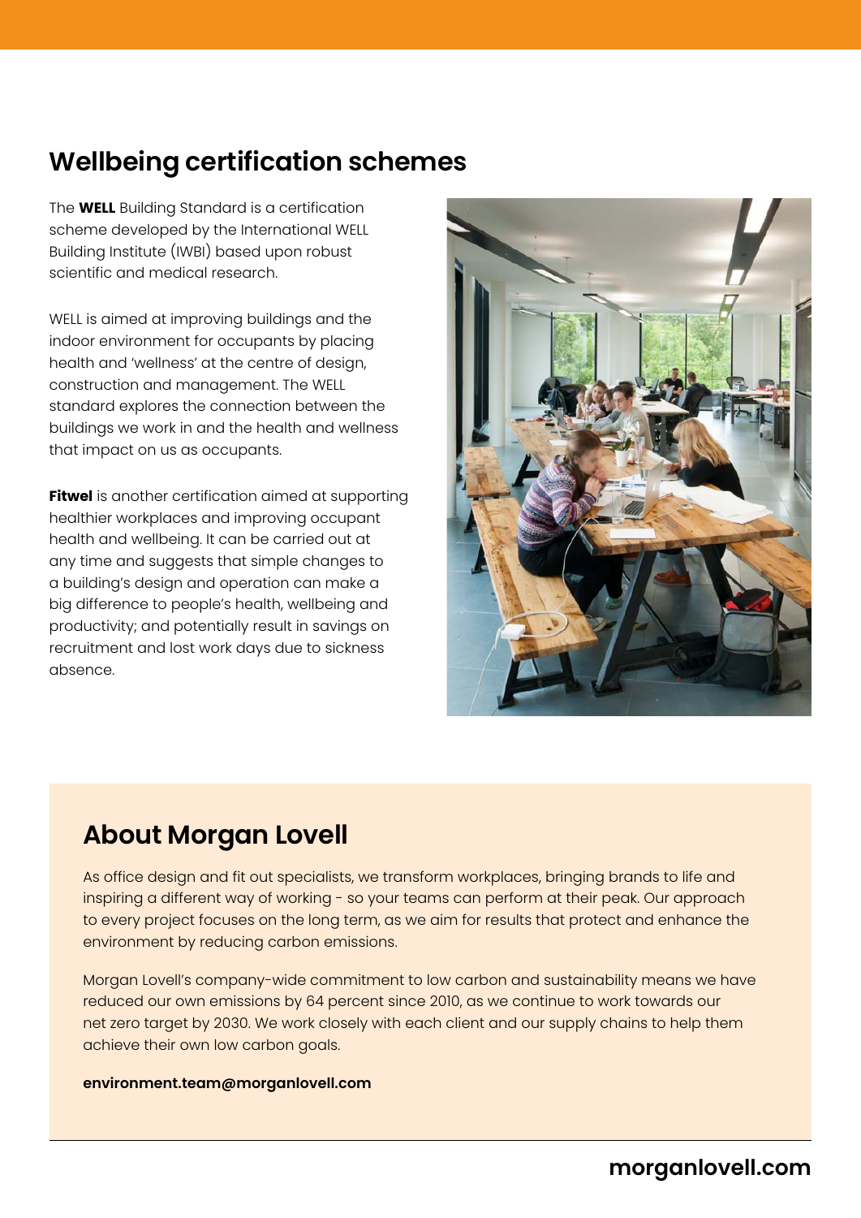## Wellbeing certification schemes

The **WELL** Building Standard is a certification scheme developed by the International WELL Building Institute (IWBI) based upon robust scientific and medical research.

WELL is aimed at improving buildings and the indoor environment for occupants by placing health and 'wellness' at the centre of design, construction and management. The WELL standard explores the connection between the buildings we work in and the health and wellness that impact on us as occupants.

**Fitwel** is another certification aimed at supporting healthier workplaces and improving occupant health and wellbeing. It can be carried out at any time and suggests that simple changes to a building's design and operation can make a big difference to people's health, wellbeing and productivity; and potentially result in savings on recruitment and lost work days due to sickness absence.

## About Morgan Lovell

As office design and fit out specialists, we transform workplaces, bringing brands to life and inspiring a different way of working - so your teams can perform at their peak. Our approach to every project focuses on the long term, as we aim for results that protect and enhance the environment by reducing carbon emissions.

Morgan Lovell's company-wide commitment to low carbon and sustainability means we have reduced our own emissions by 64 percent since 2010, as we continue to work towards our net zero target by 2030. We work closely with each client and our supply chains to help them achieve their own low carbon goals.

**environment.team@morganlovell.com**

**morganlovell.com**